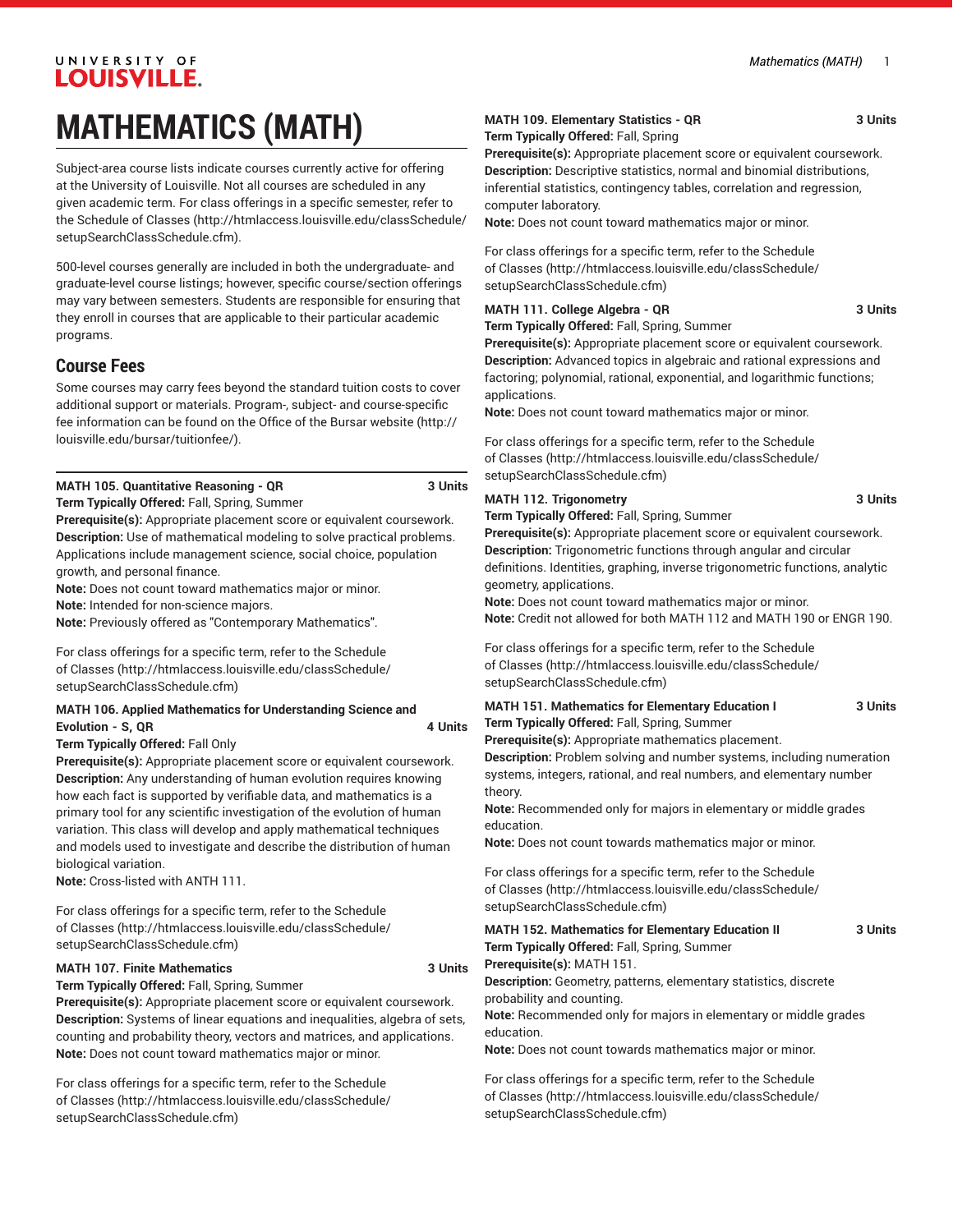# MATHEMATICS (MATH)

Subject-area course lists indicate courses currently active for offering at the University of Louisville. Not all courses are scheduled in any given academic term. For class offerings in a specific semester, refer to the Schedule of Classes (http://htmlaccess.louisville.edu/classSchedule/setupSearchClassSchedule.cfm).

500-level courses generally are included in both the undergraduate- and graduate-level course listings; however, specific course/section offerings may vary between semesters. Students are responsible for ensuring that they enroll in courses that are applicable to their particular academic programs.

## Course Fees

Some courses may carry fees beyond the standard tuition costs to cover additional support or materials. Program-, subject- and course-specific fee information can be found on the Office of the Bursar website (http://louisville.edu/bursar/tuitionfee/).

---

**MATH 105. Quantitative Reasoning - QR** — **3 Units**
**Term Typically Offered:** Fall, Spring, Summer
**Prerequisite(s):** Appropriate placement score or equivalent coursework.
**Description:** Use of mathematical modeling to solve practical problems. Applications include management science, social choice, population growth, and personal finance.
**Note:** Does not count toward mathematics major or minor.
**Note:** Intended for non-science majors.
**Note:** Previously offered as "Contemporary Mathematics".

For class offerings for a specific term, refer to the Schedule of Classes (http://htmlaccess.louisville.edu/classSchedule/setupSearchClassSchedule.cfm)

**MATH 106. Applied Mathematics for Understanding Science and Evolution - S, QR** — **4 Units**
**Term Typically Offered:** Fall Only
**Prerequisite(s):** Appropriate placement score or equivalent coursework.
**Description:** Any understanding of human evolution requires knowing how each fact is supported by verifiable data, and mathematics is a primary tool for any scientific investigation of the evolution of human variation. This class will develop and apply mathematical techniques and models used to investigate and describe the distribution of human biological variation.
**Note:** Cross-listed with ANTH 111.

For class offerings for a specific term, refer to the Schedule of Classes (http://htmlaccess.louisville.edu/classSchedule/setupSearchClassSchedule.cfm)

**MATH 107. Finite Mathematics** — **3 Units**
**Term Typically Offered:** Fall, Spring, Summer
**Prerequisite(s):** Appropriate placement score or equivalent coursework.
**Description:** Systems of linear equations and inequalities, algebra of sets, counting and probability theory, vectors and matrices, and applications.
**Note:** Does not count toward mathematics major or minor.

For class offerings for a specific term, refer to the Schedule of Classes (http://htmlaccess.louisville.edu/classSchedule/setupSearchClassSchedule.cfm)

**MATH 109. Elementary Statistics - QR** — **3 Units**
**Term Typically Offered:** Fall, Spring
**Prerequisite(s):** Appropriate placement score or equivalent coursework.
**Description:** Descriptive statistics, normal and binomial distributions, inferential statistics, contingency tables, correlation and regression, computer laboratory.
**Note:** Does not count toward mathematics major or minor.

For class offerings for a specific term, refer to the Schedule of Classes (http://htmlaccess.louisville.edu/classSchedule/setupSearchClassSchedule.cfm)

**MATH 111. College Algebra - QR** — **3 Units**
**Term Typically Offered:** Fall, Spring, Summer
**Prerequisite(s):** Appropriate placement score or equivalent coursework.
**Description:** Advanced topics in algebraic and rational expressions and factoring; polynomial, rational, exponential, and logarithmic functions; applications.
**Note:** Does not count toward mathematics major or minor.

For class offerings for a specific term, refer to the Schedule of Classes (http://htmlaccess.louisville.edu/classSchedule/setupSearchClassSchedule.cfm)

**MATH 112. Trigonometry** — **3 Units**
**Term Typically Offered:** Fall, Spring, Summer
**Prerequisite(s):** Appropriate placement score or equivalent coursework.
**Description:** Trigonometric functions through angular and circular definitions. Identities, graphing, inverse trigonometric functions, analytic geometry, applications.
**Note:** Does not count toward mathematics major or minor.
**Note:** Credit not allowed for both MATH 112 and MATH 190 or ENGR 190.

For class offerings for a specific term, refer to the Schedule of Classes (http://htmlaccess.louisville.edu/classSchedule/setupSearchClassSchedule.cfm)

**MATH 151. Mathematics for Elementary Education I** — **3 Units**
**Term Typically Offered:** Fall, Spring, Summer
**Prerequisite(s):** Appropriate mathematics placement.
**Description:** Problem solving and number systems, including numeration systems, integers, rational, and real numbers, and elementary number theory.
**Note:** Recommended only for majors in elementary or middle grades education.
**Note:** Does not count towards mathematics major or minor.

For class offerings for a specific term, refer to the Schedule of Classes (http://htmlaccess.louisville.edu/classSchedule/setupSearchClassSchedule.cfm)

**MATH 152. Mathematics for Elementary Education II** — **3 Units**
**Term Typically Offered:** Fall, Spring, Summer
**Prerequisite(s):** MATH 151.
**Description:** Geometry, patterns, elementary statistics, discrete probability and counting.
**Note:** Recommended only for majors in elementary or middle grades education.
**Note:** Does not count towards mathematics major or minor.

For class offerings for a specific term, refer to the Schedule of Classes (http://htmlaccess.louisville.edu/classSchedule/setupSearchClassSchedule.cfm)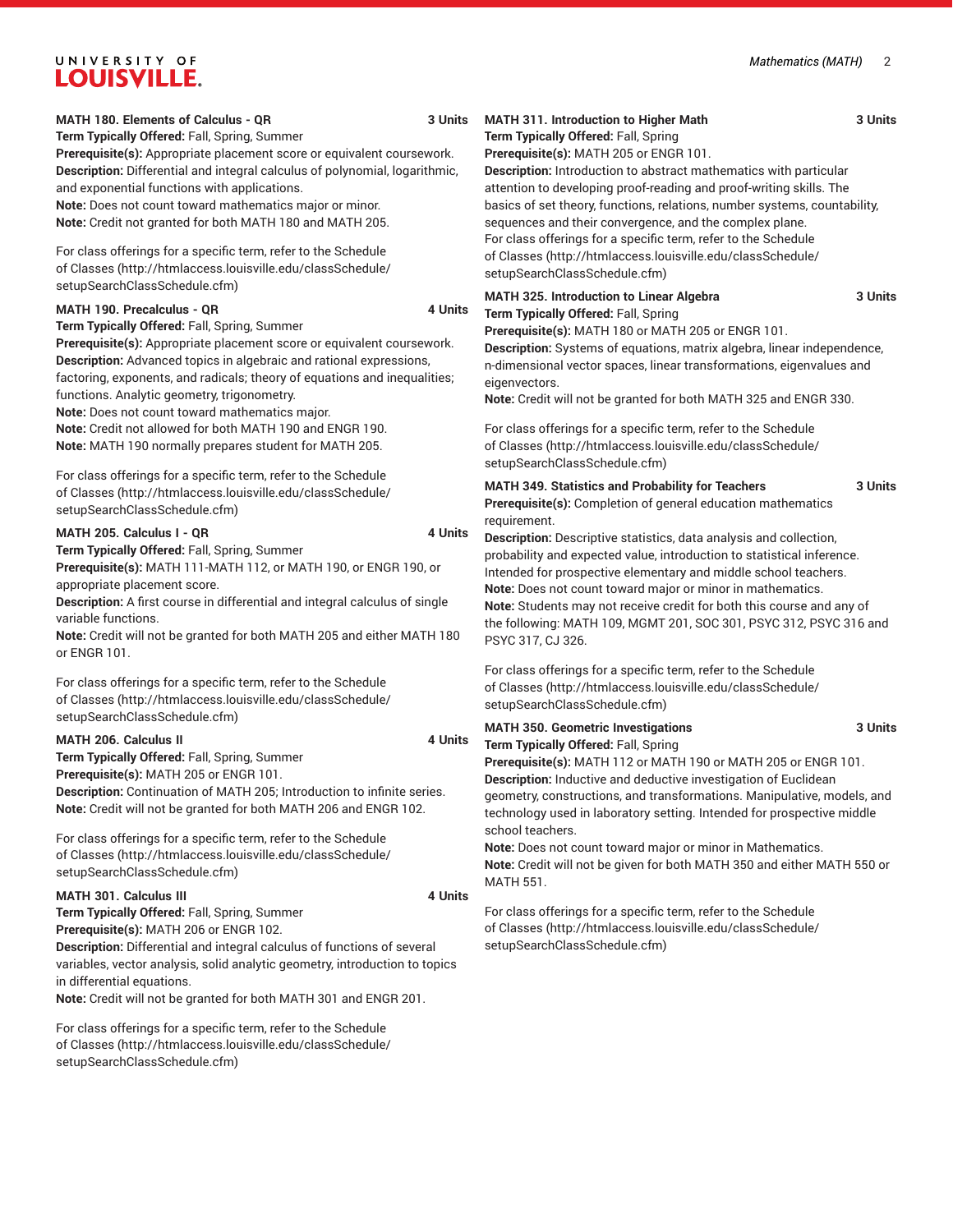**MATH 180. Elements of Calculus - QR** 3 Units

**Term Typically Offered:** Fall, Spring, Summer
**Prerequisite(s):** Appropriate placement score or equivalent coursework.
**Description:** Differential and integral calculus of polynomial, logarithmic, and exponential functions with applications.
**Note:** Does not count toward mathematics major or minor.
**Note:** Credit not granted for both MATH 180 and MATH 205.

For class offerings for a specific term, refer to the Schedule of Classes (http://htmlaccess.louisville.edu/classSchedule/setupSearchClassSchedule.cfm)

**MATH 190. Precalculus - QR** 4 Units

**Term Typically Offered:** Fall, Spring, Summer
**Prerequisite(s):** Appropriate placement score or equivalent coursework.
**Description:** Advanced topics in algebraic and rational expressions, factoring, exponents, and radicals; theory of equations and inequalities; functions. Analytic geometry, trigonometry.
**Note:** Does not count toward mathematics major.
**Note:** Credit not allowed for both MATH 190 and ENGR 190.
**Note:** MATH 190 normally prepares student for MATH 205.

For class offerings for a specific term, refer to the Schedule of Classes (http://htmlaccess.louisville.edu/classSchedule/setupSearchClassSchedule.cfm)

**MATH 205. Calculus I - QR** 4 Units

**Term Typically Offered:** Fall, Spring, Summer
**Prerequisite(s):** MATH 111-MATH 112, or MATH 190, or ENGR 190, or appropriate placement score.
**Description:** A first course in differential and integral calculus of single variable functions.
**Note:** Credit will not be granted for both MATH 205 and either MATH 180 or ENGR 101.

For class offerings for a specific term, refer to the Schedule of Classes (http://htmlaccess.louisville.edu/classSchedule/setupSearchClassSchedule.cfm)

**MATH 206. Calculus II** 4 Units

**Term Typically Offered:** Fall, Spring, Summer
**Prerequisite(s):** MATH 205 or ENGR 101.
**Description:** Continuation of MATH 205; Introduction to infinite series.
**Note:** Credit will not be granted for both MATH 206 and ENGR 102.

For class offerings for a specific term, refer to the Schedule of Classes (http://htmlaccess.louisville.edu/classSchedule/setupSearchClassSchedule.cfm)

**MATH 301. Calculus III** 4 Units

**Term Typically Offered:** Fall, Spring, Summer
**Prerequisite(s):** MATH 206 or ENGR 102.
**Description:** Differential and integral calculus of functions of several variables, vector analysis, solid analytic geometry, introduction to topics in differential equations.
**Note:** Credit will not be granted for both MATH 301 and ENGR 201.

For class offerings for a specific term, refer to the Schedule of Classes (http://htmlaccess.louisville.edu/classSchedule/setupSearchClassSchedule.cfm)

**MATH 311. Introduction to Higher Math** 3 Units

**Term Typically Offered:** Fall, Spring
**Prerequisite(s):** MATH 205 or ENGR 101.
**Description:** Introduction to abstract mathematics with particular attention to developing proof-reading and proof-writing skills. The basics of set theory, functions, relations, number systems, countability, sequences and their convergence, and the complex plane.
For class offerings for a specific term, refer to the Schedule of Classes (http://htmlaccess.louisville.edu/classSchedule/setupSearchClassSchedule.cfm)

**MATH 325. Introduction to Linear Algebra** 3 Units

**Term Typically Offered:** Fall, Spring
**Prerequisite(s):** MATH 180 or MATH 205 or ENGR 101.
**Description:** Systems of equations, matrix algebra, linear independence, n-dimensional vector spaces, linear transformations, eigenvalues and eigenvectors.
**Note:** Credit will not be granted for both MATH 325 and ENGR 330.

For class offerings for a specific term, refer to the Schedule of Classes (http://htmlaccess.louisville.edu/classSchedule/setupSearchClassSchedule.cfm)

**MATH 349. Statistics and Probability for Teachers** 3 Units

**Prerequisite(s):** Completion of general education mathematics requirement.
**Description:** Descriptive statistics, data analysis and collection, probability and expected value, introduction to statistical inference. Intended for prospective elementary and middle school teachers.
**Note:** Does not count toward major or minor in mathematics.
**Note:** Students may not receive credit for both this course and any of the following: MATH 109, MGMT 201, SOC 301, PSYC 312, PSYC 316 and PSYC 317, CJ 326.

For class offerings for a specific term, refer to the Schedule of Classes (http://htmlaccess.louisville.edu/classSchedule/setupSearchClassSchedule.cfm)

**MATH 350. Geometric Investigations** 3 Units

**Term Typically Offered:** Fall, Spring
**Prerequisite(s):** MATH 112 or MATH 190 or MATH 205 or ENGR 101.
**Description:** Inductive and deductive investigation of Euclidean geometry, constructions, and transformations. Manipulative, models, and technology used in laboratory setting. Intended for prospective middle school teachers.
**Note:** Does not count toward major or minor in Mathematics.
**Note:** Credit will not be given for both MATH 350 and either MATH 550 or MATH 551.

For class offerings for a specific term, refer to the Schedule of Classes (http://htmlaccess.louisville.edu/classSchedule/setupSearchClassSchedule.cfm)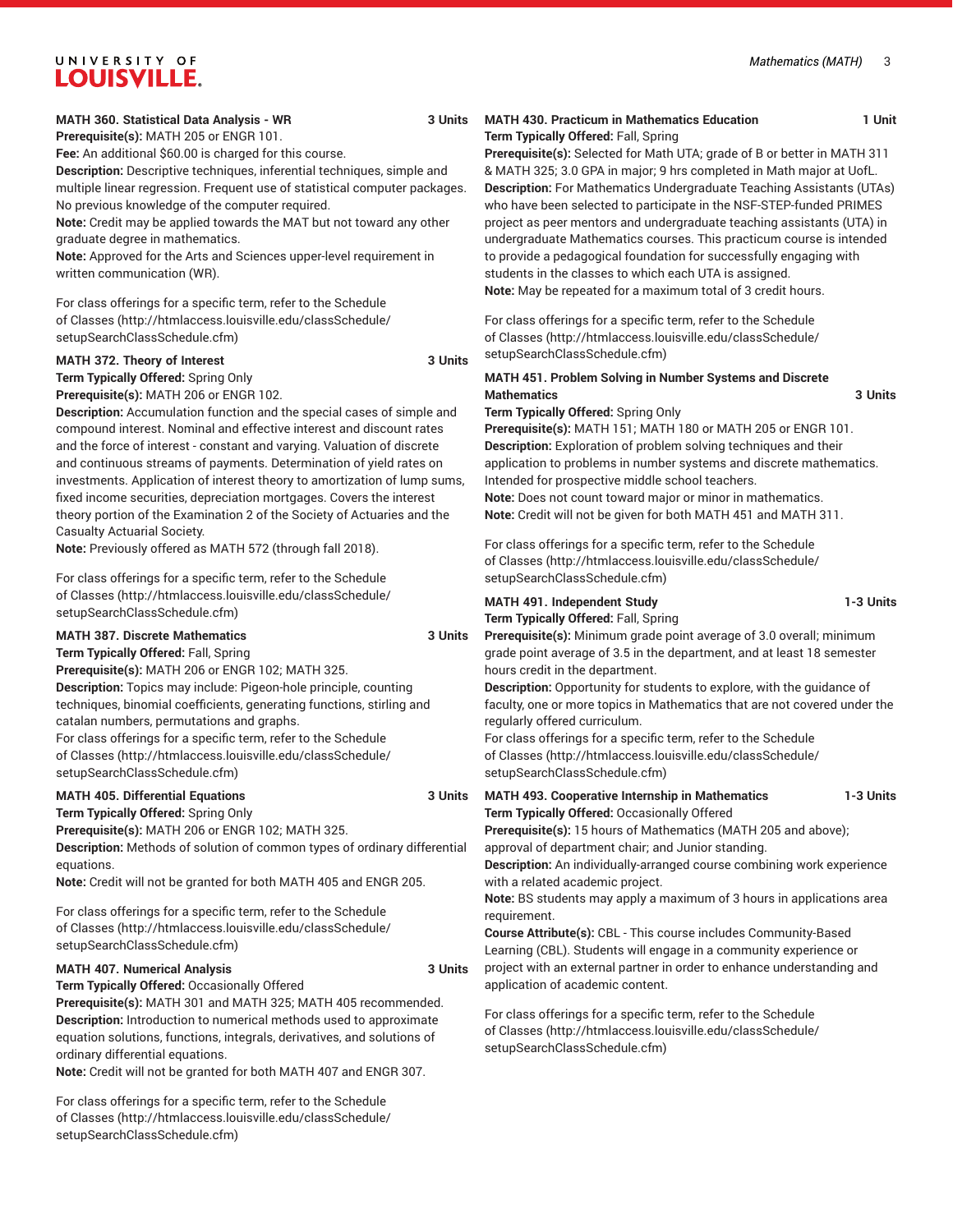**MATH 360. Statistical Data Analysis - WR** **3 Units**

**Prerequisite(s):** MATH 205 or ENGR 101.

**Fee:** An additional $60.00 is charged for this course.

**Description:** Descriptive techniques, inferential techniques, simple and multiple linear regression. Frequent use of statistical computer packages. No previous knowledge of the computer required.

**Note:** Credit may be applied towards the MAT but not toward any other graduate degree in mathematics.

**Note:** Approved for the Arts and Sciences upper-level requirement in written communication (WR).

For class offerings for a specific term, refer to the Schedule of Classes (http://htmlaccess.louisville.edu/classSchedule/setupSearchClassSchedule.cfm)

**MATH 372. Theory of Interest** **3 Units**

**Term Typically Offered:** Spring Only

**Prerequisite(s):** MATH 206 or ENGR 102.

**Description:** Accumulation function and the special cases of simple and compound interest. Nominal and effective interest and discount rates and the force of interest - constant and varying. Valuation of discrete and continuous streams of payments. Determination of yield rates on investments. Application of interest theory to amortization of lump sums, fixed income securities, depreciation mortgages. Covers the interest theory portion of the Examination 2 of the Society of Actuaries and the Casualty Actuarial Society.

**Note:** Previously offered as MATH 572 (through fall 2018).

For class offerings for a specific term, refer to the Schedule of Classes (http://htmlaccess.louisville.edu/classSchedule/setupSearchClassSchedule.cfm)

**MATH 387. Discrete Mathematics** **3 Units**

**Term Typically Offered:** Fall, Spring

**Prerequisite(s):** MATH 206 or ENGR 102; MATH 325.

**Description:** Topics may include: Pigeon-hole principle, counting techniques, binomial coefficients, generating functions, stirling and catalan numbers, permutations and graphs.

For class offerings for a specific term, refer to the Schedule of Classes (http://htmlaccess.louisville.edu/classSchedule/setupSearchClassSchedule.cfm)

**MATH 405. Differential Equations** **3 Units**

**Term Typically Offered:** Spring Only

**Prerequisite(s):** MATH 206 or ENGR 102; MATH 325.

**Description:** Methods of solution of common types of ordinary differential equations.

**Note:** Credit will not be granted for both MATH 405 and ENGR 205.

For class offerings for a specific term, refer to the Schedule of Classes (http://htmlaccess.louisville.edu/classSchedule/setupSearchClassSchedule.cfm)

**MATH 407. Numerical Analysis** **3 Units**

**Term Typically Offered:** Occasionally Offered

**Prerequisite(s):** MATH 301 and MATH 325; MATH 405 recommended.

**Description:** Introduction to numerical methods used to approximate equation solutions, functions, integrals, derivatives, and solutions of ordinary differential equations.

**Note:** Credit will not be granted for both MATH 407 and ENGR 307.

For class offerings for a specific term, refer to the Schedule of Classes (http://htmlaccess.louisville.edu/classSchedule/setupSearchClassSchedule.cfm)

**MATH 430. Practicum in Mathematics Education** **1 Unit**

**Term Typically Offered:** Fall, Spring

**Prerequisite(s):** Selected for Math UTA; grade of B or better in MATH 311 & MATH 325; 3.0 GPA in major; 9 hrs completed in Math major at UofL.

**Description:** For Mathematics Undergraduate Teaching Assistants (UTAs) who have been selected to participate in the NSF-STEP-funded PRIMES project as peer mentors and undergraduate teaching assistants (UTA) in undergraduate Mathematics courses. This practicum course is intended to provide a pedagogical foundation for successfully engaging with students in the classes to which each UTA is assigned.

**Note:** May be repeated for a maximum total of 3 credit hours.

For class offerings for a specific term, refer to the Schedule of Classes (http://htmlaccess.louisville.edu/classSchedule/setupSearchClassSchedule.cfm)

**MATH 451. Problem Solving in Number Systems and Discrete Mathematics** **3 Units**

**Term Typically Offered:** Spring Only

**Prerequisite(s):** MATH 151; MATH 180 or MATH 205 or ENGR 101.

**Description:** Exploration of problem solving techniques and their application to problems in number systems and discrete mathematics. Intended for prospective middle school teachers.

**Note:** Does not count toward major or minor in mathematics.

**Note:** Credit will not be given for both MATH 451 and MATH 311.

For class offerings for a specific term, refer to the Schedule of Classes (http://htmlaccess.louisville.edu/classSchedule/setupSearchClassSchedule.cfm)

**MATH 491. Independent Study** **1-3 Units**

**Term Typically Offered:** Fall, Spring

**Prerequisite(s):** Minimum grade point average of 3.0 overall; minimum grade point average of 3.5 in the department, and at least 18 semester hours credit in the department.

**Description:** Opportunity for students to explore, with the guidance of faculty, one or more topics in Mathematics that are not covered under the regularly offered curriculum.

For class offerings for a specific term, refer to the Schedule of Classes (http://htmlaccess.louisville.edu/classSchedule/setupSearchClassSchedule.cfm)

**MATH 493. Cooperative Internship in Mathematics** **1-3 Units**

**Term Typically Offered:** Occasionally Offered

**Prerequisite(s):** 15 hours of Mathematics (MATH 205 and above); approval of department chair; and Junior standing.

**Description:** An individually-arranged course combining work experience with a related academic project.

**Note:** BS students may apply a maximum of 3 hours in applications area requirement.

**Course Attribute(s):** CBL - This course includes Community-Based Learning (CBL). Students will engage in a community experience or project with an external partner in order to enhance understanding and application of academic content.

For class offerings for a specific term, refer to the Schedule of Classes (http://htmlaccess.louisville.edu/classSchedule/setupSearchClassSchedule.cfm)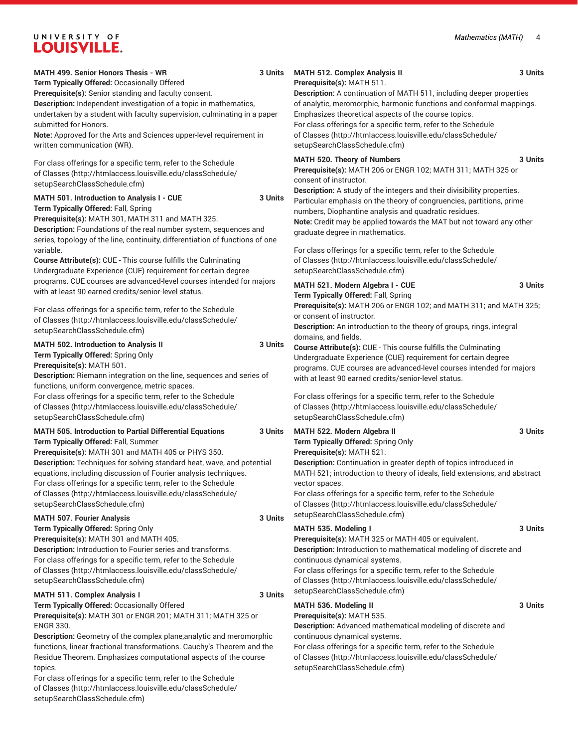**MATH 499. Senior Honors Thesis - WR** **3 Units**

**Term Typically Offered:** Occasionally Offered

**Prerequisite(s):** Senior standing and faculty consent.

**Description:** Independent investigation of a topic in mathematics, undertaken by a student with faculty supervision, culminating in a paper submitted for Honors.

**Note:** Approved for the Arts and Sciences upper-level requirement in written communication (WR).

For class offerings for a specific term, refer to the Schedule of Classes (http://htmlaccess.louisville.edu/classSchedule/setupSearchClassSchedule.cfm)

**MATH 501. Introduction to Analysis I - CUE** **3 Units**

**Term Typically Offered:** Fall, Spring

**Prerequisite(s):** MATH 301, MATH 311 and MATH 325.

**Description:** Foundations of the real number system, sequences and series, topology of the line, continuity, differentiation of functions of one variable.

**Course Attribute(s):** CUE - This course fulfills the Culminating Undergraduate Experience (CUE) requirement for certain degree programs. CUE courses are advanced-level courses intended for majors with at least 90 earned credits/senior-level status.

For class offerings for a specific term, refer to the Schedule of Classes (http://htmlaccess.louisville.edu/classSchedule/setupSearchClassSchedule.cfm)

**MATH 502. Introduction to Analysis II** **3 Units**

**Term Typically Offered:** Spring Only

**Prerequisite(s):** MATH 501.

**Description:** Riemann integration on the line, sequences and series of functions, uniform convergence, metric spaces.

For class offerings for a specific term, refer to the Schedule of Classes (http://htmlaccess.louisville.edu/classSchedule/setupSearchClassSchedule.cfm)

**MATH 505. Introduction to Partial Differential Equations** **3 Units**

**Term Typically Offered:** Fall, Summer

**Prerequisite(s):** MATH 301 and MATH 405 or PHYS 350.

**Description:** Techniques for solving standard heat, wave, and potential equations, including discussion of Fourier analysis techniques.

For class offerings for a specific term, refer to the Schedule of Classes (http://htmlaccess.louisville.edu/classSchedule/setupSearchClassSchedule.cfm)

**MATH 507. Fourier Analysis** **3 Units**

**Term Typically Offered:** Spring Only

**Prerequisite(s):** MATH 301 and MATH 405.

**Description:** Introduction to Fourier series and transforms.

For class offerings for a specific term, refer to the Schedule of Classes (http://htmlaccess.louisville.edu/classSchedule/setupSearchClassSchedule.cfm)

**MATH 511. Complex Analysis I** **3 Units**

**Term Typically Offered:** Occasionally Offered

**Prerequisite(s):** MATH 301 or ENGR 201; MATH 311; MATH 325 or ENGR 330.

**Description:** Geometry of the complex plane,analytic and meromorphic functions, linear fractional transformations. Cauchy's Theorem and the Residue Theorem. Emphasizes computational aspects of the course topics.

For class offerings for a specific term, refer to the Schedule of Classes (http://htmlaccess.louisville.edu/classSchedule/setupSearchClassSchedule.cfm)

**MATH 512. Complex Analysis II** **3 Units**

**Prerequisite(s):** MATH 511.

**Description:** A continuation of MATH 511, including deeper properties of analytic, meromorphic, harmonic functions and conformal mappings. Emphasizes theoretical aspects of the course topics.

For class offerings for a specific term, refer to the Schedule of Classes (http://htmlaccess.louisville.edu/classSchedule/setupSearchClassSchedule.cfm)

**MATH 520. Theory of Numbers** **3 Units**

**Prerequisite(s):** MATH 206 or ENGR 102; MATH 311; MATH 325 or consent of instructor.

**Description:** A study of the integers and their divisibility properties. Particular emphasis on the theory of congruencies, partitions, prime numbers, Diophantine analysis and quadratic residues.

**Note:** Credit may be applied towards the MAT but not toward any other graduate degree in mathematics.

For class offerings for a specific term, refer to the Schedule of Classes (http://htmlaccess.louisville.edu/classSchedule/setupSearchClassSchedule.cfm)

**MATH 521. Modern Algebra I - CUE** **3 Units**

**Term Typically Offered:** Fall, Spring

**Prerequisite(s):** MATH 206 or ENGR 102; and MATH 311; and MATH 325; or consent of instructor.

**Description:** An introduction to the theory of groups, rings, integral domains, and fields.

**Course Attribute(s):** CUE - This course fulfills the Culminating Undergraduate Experience (CUE) requirement for certain degree programs. CUE courses are advanced-level courses intended for majors with at least 90 earned credits/senior-level status.

For class offerings for a specific term, refer to the Schedule of Classes (http://htmlaccess.louisville.edu/classSchedule/setupSearchClassSchedule.cfm)

**MATH 522. Modern Algebra II** **3 Units**

**Term Typically Offered:** Spring Only

**Prerequisite(s):** MATH 521.

**Description:** Continuation in greater depth of topics introduced in MATH 521; introduction to theory of ideals, field extensions, and abstract vector spaces.

For class offerings for a specific term, refer to the Schedule of Classes (http://htmlaccess.louisville.edu/classSchedule/setupSearchClassSchedule.cfm)

**MATH 535. Modeling I** **3 Units**

**Prerequisite(s):** MATH 325 or MATH 405 or equivalent.

**Description:** Introduction to mathematical modeling of discrete and continuous dynamical systems.

For class offerings for a specific term, refer to the Schedule of Classes (http://htmlaccess.louisville.edu/classSchedule/setupSearchClassSchedule.cfm)

**MATH 536. Modeling II** **3 Units**

**Prerequisite(s):** MATH 535.

**Description:** Advanced mathematical modeling of discrete and continuous dynamical systems.

For class offerings for a specific term, refer to the Schedule of Classes (http://htmlaccess.louisville.edu/classSchedule/setupSearchClassSchedule.cfm)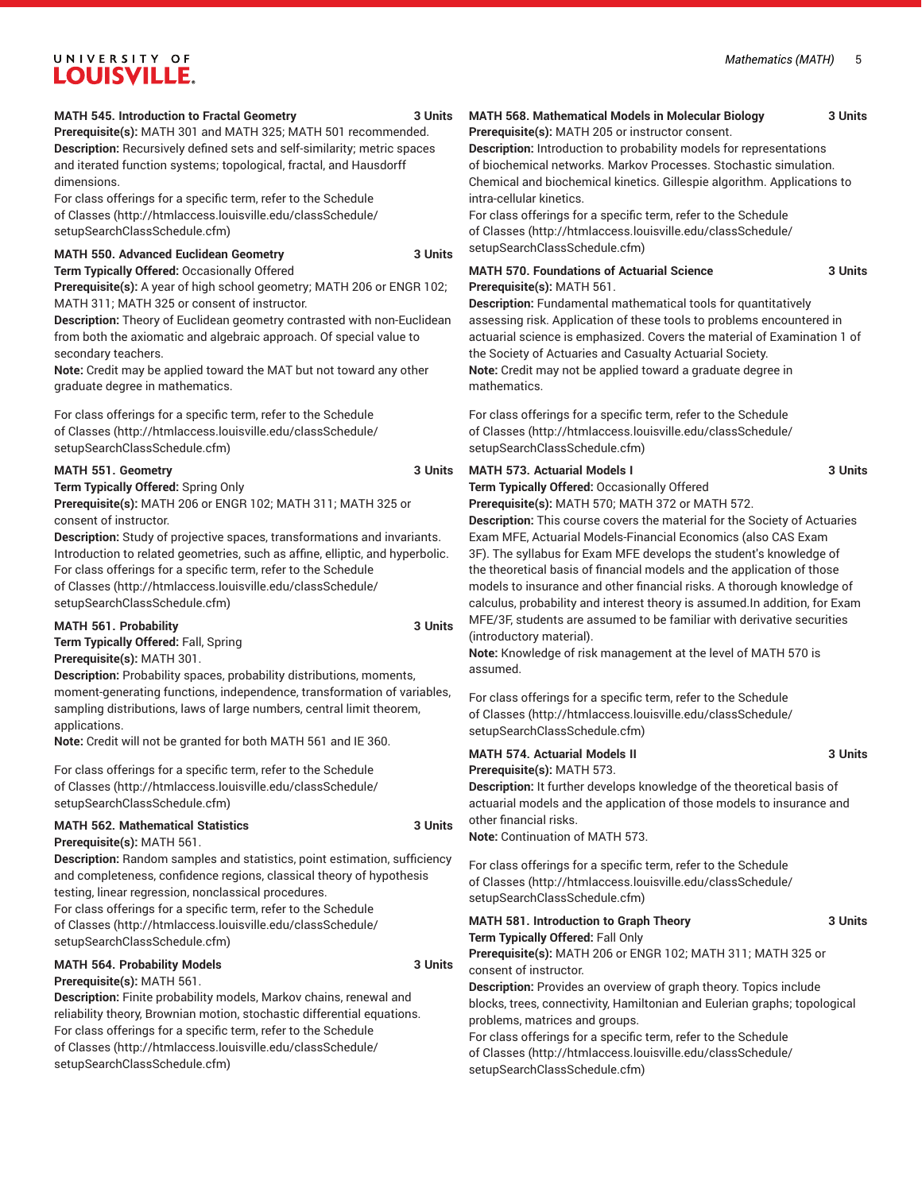**MATH 545. Introduction to Fractal Geometry** 3 Units

**Prerequisite(s):** MATH 301 and MATH 325; MATH 501 recommended.

**Description:** Recursively defined sets and self-similarity; metric spaces and iterated function systems; topological, fractal, and Hausdorff dimensions.

For class offerings for a specific term, refer to the Schedule of Classes (http://htmlaccess.louisville.edu/classSchedule/setupSearchClassSchedule.cfm)

**MATH 550. Advanced Euclidean Geometry** 3 Units

**Term Typically Offered:** Occasionally Offered

**Prerequisite(s):** A year of high school geometry; MATH 206 or ENGR 102; MATH 311; MATH 325 or consent of instructor.

**Description:** Theory of Euclidean geometry contrasted with non-Euclidean from both the axiomatic and algebraic approach. Of special value to secondary teachers.

**Note:** Credit may be applied toward the MAT but not toward any other graduate degree in mathematics.

For class offerings for a specific term, refer to the Schedule of Classes (http://htmlaccess.louisville.edu/classSchedule/setupSearchClassSchedule.cfm)

**MATH 551. Geometry** 3 Units

**Term Typically Offered:** Spring Only

**Prerequisite(s):** MATH 206 or ENGR 102; MATH 311; MATH 325 or consent of instructor.

**Description:** Study of projective spaces, transformations and invariants. Introduction to related geometries, such as affine, elliptic, and hyperbolic.

For class offerings for a specific term, refer to the Schedule of Classes (http://htmlaccess.louisville.edu/classSchedule/setupSearchClassSchedule.cfm)

**MATH 561. Probability** 3 Units

**Term Typically Offered:** Fall, Spring

**Prerequisite(s):** MATH 301.

**Description:** Probability spaces, probability distributions, moments, moment-generating functions, independence, transformation of variables, sampling distributions, laws of large numbers, central limit theorem, applications.

**Note:** Credit will not be granted for both MATH 561 and IE 360.

For class offerings for a specific term, refer to the Schedule of Classes (http://htmlaccess.louisville.edu/classSchedule/setupSearchClassSchedule.cfm)

**MATH 562. Mathematical Statistics** 3 Units

**Prerequisite(s):** MATH 561.

**Description:** Random samples and statistics, point estimation, sufficiency and completeness, confidence regions, classical theory of hypothesis testing, linear regression, nonclassical procedures.

For class offerings for a specific term, refer to the Schedule of Classes (http://htmlaccess.louisville.edu/classSchedule/setupSearchClassSchedule.cfm)

**MATH 564. Probability Models** 3 Units

**Prerequisite(s):** MATH 561.

**Description:** Finite probability models, Markov chains, renewal and reliability theory, Brownian motion, stochastic differential equations.

For class offerings for a specific term, refer to the Schedule of Classes (http://htmlaccess.louisville.edu/classSchedule/setupSearchClassSchedule.cfm)

**MATH 568. Mathematical Models in Molecular Biology** 3 Units

**Prerequisite(s):** MATH 205 or instructor consent.

**Description:** Introduction to probability models for representations of biochemical networks. Markov Processes. Stochastic simulation. Chemical and biochemical kinetics. Gillespie algorithm. Applications to intra-cellular kinetics.

For class offerings for a specific term, refer to the Schedule of Classes (http://htmlaccess.louisville.edu/classSchedule/setupSearchClassSchedule.cfm)

**MATH 570. Foundations of Actuarial Science** 3 Units

**Prerequisite(s):** MATH 561.

**Description:** Fundamental mathematical tools for quantitatively assessing risk. Application of these tools to problems encountered in actuarial science is emphasized. Covers the material of Examination 1 of the Society of Actuaries and Casualty Actuarial Society.

**Note:** Credit may not be applied toward a graduate degree in mathematics.

For class offerings for a specific term, refer to the Schedule of Classes (http://htmlaccess.louisville.edu/classSchedule/setupSearchClassSchedule.cfm)

**MATH 573. Actuarial Models I** 3 Units

**Term Typically Offered:** Occasionally Offered

**Prerequisite(s):** MATH 570; MATH 372 or MATH 572.

**Description:** This course covers the material for the Society of Actuaries Exam MFE, Actuarial Models-Financial Economics (also CAS Exam 3F). The syllabus for Exam MFE develops the student's knowledge of the theoretical basis of financial models and the application of those models to insurance and other financial risks. A thorough knowledge of calculus, probability and interest theory is assumed.In addition, for Exam MFE/3F, students are assumed to be familiar with derivative securities (introductory material).

**Note:** Knowledge of risk management at the level of MATH 570 is assumed.

For class offerings for a specific term, refer to the Schedule of Classes (http://htmlaccess.louisville.edu/classSchedule/setupSearchClassSchedule.cfm)

**MATH 574. Actuarial Models II** 3 Units

**Prerequisite(s):** MATH 573.

**Description:** It further develops knowledge of the theoretical basis of actuarial models and the application of those models to insurance and other financial risks.

**Note:** Continuation of MATH 573.

For class offerings for a specific term, refer to the Schedule of Classes (http://htmlaccess.louisville.edu/classSchedule/setupSearchClassSchedule.cfm)

**MATH 581. Introduction to Graph Theory** 3 Units

**Term Typically Offered:** Fall Only

**Prerequisite(s):** MATH 206 or ENGR 102; MATH 311; MATH 325 or consent of instructor.

**Description:** Provides an overview of graph theory. Topics include blocks, trees, connectivity, Hamiltonian and Eulerian graphs; topological problems, matrices and groups.

For class offerings for a specific term, refer to the Schedule of Classes (http://htmlaccess.louisville.edu/classSchedule/setupSearchClassSchedule.cfm)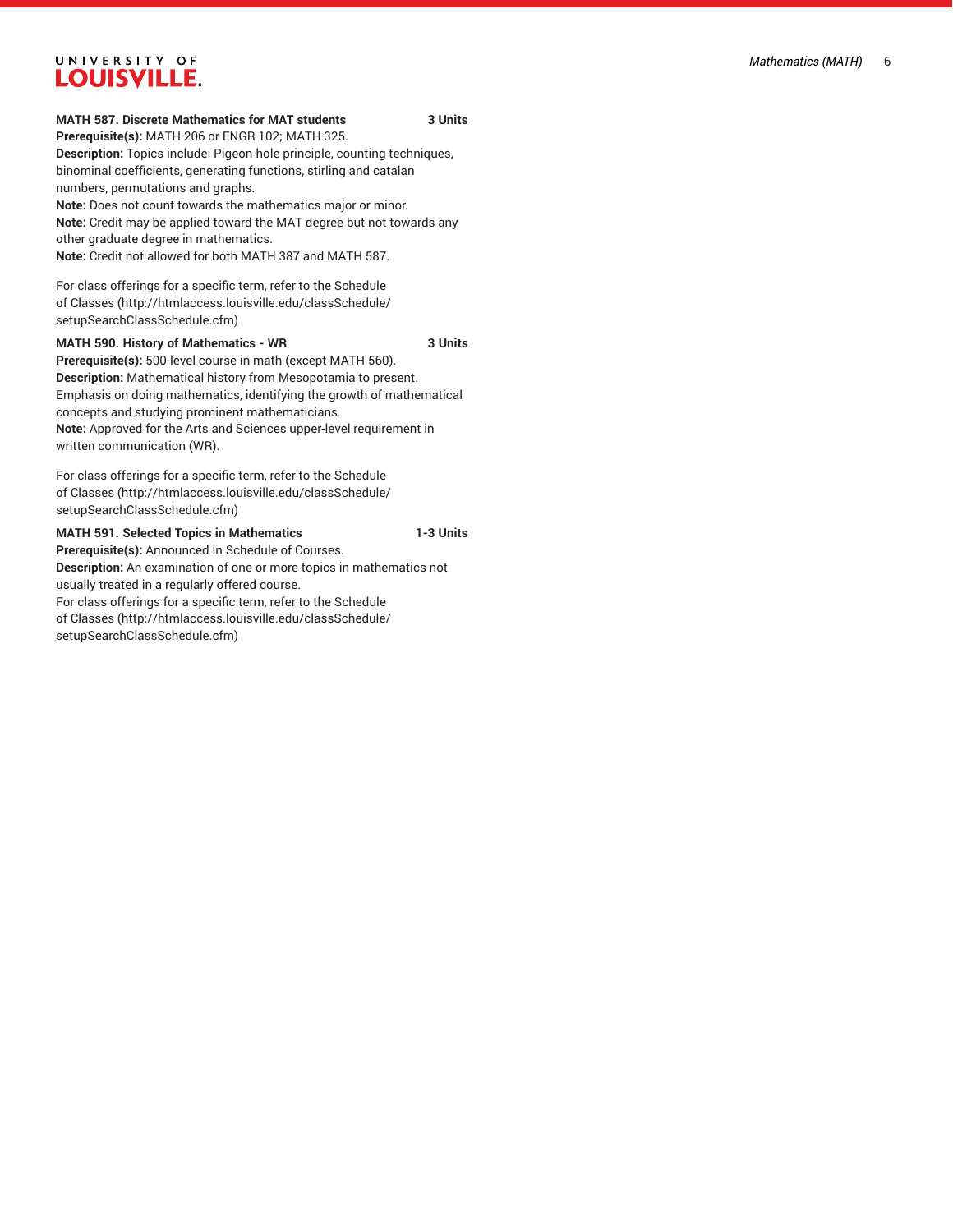**MATH 587. Discrete Mathematics for MAT students 3 Units**

**Prerequisite(s):** MATH 206 or ENGR 102; MATH 325.

**Description:** Topics include: Pigeon-hole principle, counting techniques, binominal coefficients, generating functions, stirling and catalan numbers, permutations and graphs.

**Note:** Does not count towards the mathematics major or minor.

**Note:** Credit may be applied toward the MAT degree but not towards any other graduate degree in mathematics.

**Note:** Credit not allowed for both MATH 387 and MATH 587.

For class offerings for a specific term, refer to the Schedule of Classes (http://htmlaccess.louisville.edu/classSchedule/setupSearchClassSchedule.cfm)

**MATH 590. History of Mathematics - WR 3 Units**

**Prerequisite(s):** 500-level course in math (except MATH 560).

**Description:** Mathematical history from Mesopotamia to present. Emphasis on doing mathematics, identifying the growth of mathematical concepts and studying prominent mathematicians.

**Note:** Approved for the Arts and Sciences upper-level requirement in written communication (WR).

For class offerings for a specific term, refer to the Schedule of Classes (http://htmlaccess.louisville.edu/classSchedule/setupSearchClassSchedule.cfm)

**MATH 591. Selected Topics in Mathematics 1-3 Units**

**Prerequisite(s):** Announced in Schedule of Courses.

**Description:** An examination of one or more topics in mathematics not usually treated in a regularly offered course.

For class offerings for a specific term, refer to the Schedule of Classes (http://htmlaccess.louisville.edu/classSchedule/setupSearchClassSchedule.cfm)